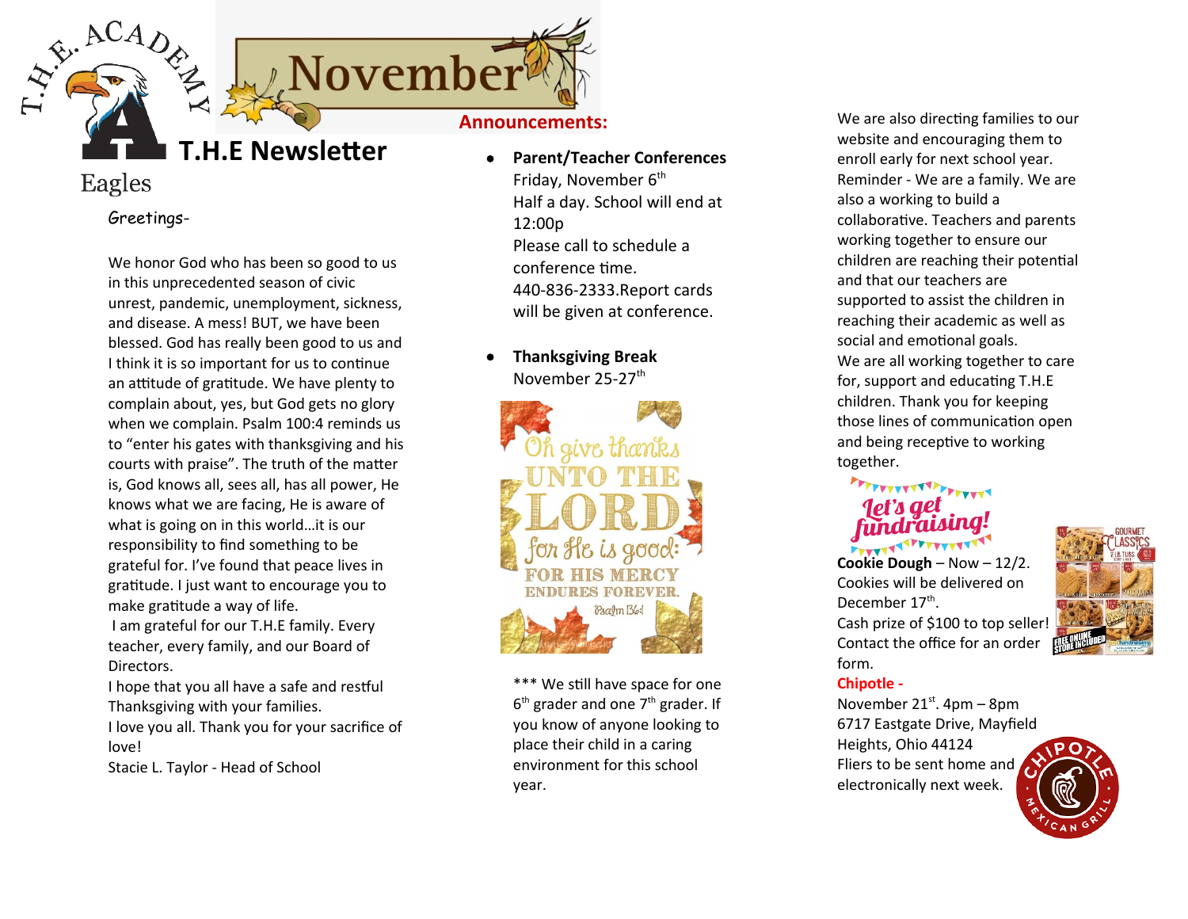# T.H.E Newsletter

**November**

Eagles

Greetings-

We honor God who has been so good to us in this unprecedented season of civic unrest, pandemic, unemployment, sickness, and disease. A mess! BUT, we have been blessed. God has really been good to us and I think it is so important for us to continue an attitude of gratitude. We have plenty to complain about, yes, but God gets no glory when we complain. Psalm 100:4 reminds us to "enter his gates with thanksgiving and his courts with praise". The truth of the matter is, God knows all, sees all, has all power, He knows what we are facing, He is aware of what is going on in this world…it is our responsibility to find something to be grateful for. I've found that peace lives in gratitude. I just want to encourage you to make gratitude a way of life.

I am grateful for our T.H.E family. Every teacher, every family, and our Board of Directors.

I hope that you all have a safe and restful Thanksgiving with your families.

I love you all. Thank you for your sacrifice of love!

Stacie L. Taylor - Head of School

## Announcements:

- **Parent/Teacher Conferences**
  Friday, November 6th
  Half a day. School will end at 12:00p
  Please call to schedule a conference time. 440-836-2333.Report cards will be given at conference.

- **Thanksgiving Break**
  November 25-27th

Oh give thanks UNTO THE LORD for He is good: FOR HIS MERCY ENDURES FOREVER. Psalm 136:1

\*\*\* We still have space for one 6th grader and one 7th grader. If you know of anyone looking to place their child in a caring environment for this school year.

We are also directing families to our website and encouraging them to enroll early for next school year.

Reminder - We are a family. We are also a working to build a collaborative. Teachers and parents working together to ensure our children are reaching their potential and that our teachers are supported to assist the children in reaching their academic as well as social and emotional goals.

We are all working together to care for, support and educating T.H.E children. Thank you for keeping those lines of communication open and being receptive to working together.

**Let's get fundraising!**

**Cookie Dough** – Now – 12/2.
Cookies will be delivered on December 17th.
Cash prize of $100 to top seller!
Contact the office for an order form.

**Chipotle -**
November 21st. 4pm – 8pm
6717 Eastgate Drive, Mayfield Heights, Ohio 44124
Fliers to be sent home and electronically next week.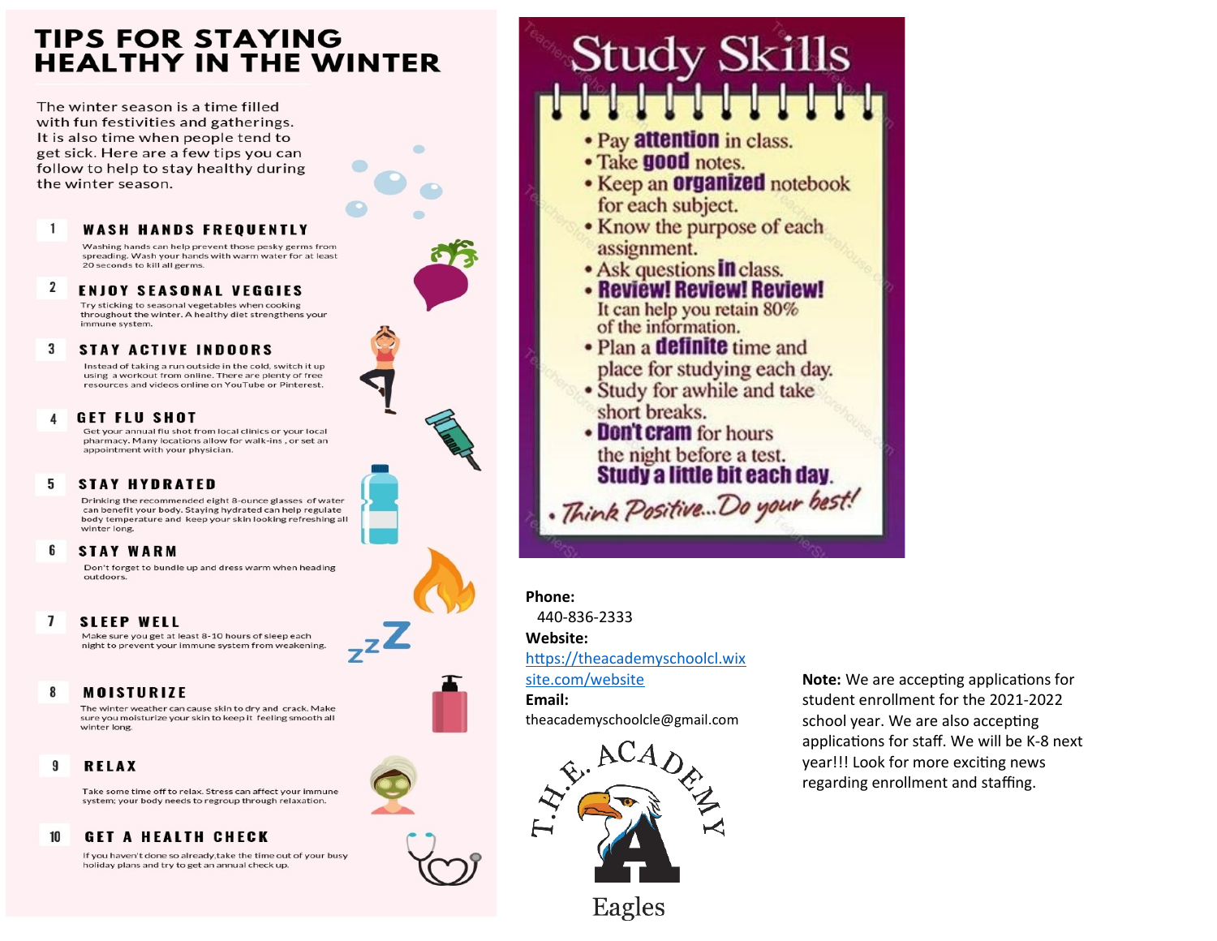# TIPS FOR STAYING HEALTHY IN THE WINTER

The winter season is a time filled with fun festivities and gatherings. It is also time when people tend to get sick. Here are a few tips you can follow to help to stay healthy during the winter season.

**1 WASH HANDS FREQUENTLY**

Washing hands can help prevent those pesky germs from spreading. Wash your hands with warm water for at least 20 seconds to kill all germs.

**2 ENJOY SEASONAL VEGGIES**

Try sticking to seasonal vegetables when cooking throughout the winter. A healthy diet strengthens your immune system.

**3 STAY ACTIVE INDOORS**

Instead of taking a run outside in the cold, switch it up using a workout from online. There are plenty of free resources and videos online on YouTube or Pinterest.

**4 GET FLU SHOT**

Get your annual flu shot from local clinics or your local pharmacy. Many locations allow for walk-ins , or set an appointment with your physician.

**5 STAY HYDRATED**

Drinking the recommended eight 8-ounce glasses of water can benefit your body. Staying hydrated can help regulate body temperature and keep your skin looking refreshing all winter long.

**6 STAY WARM**

Don't forget to bundle up and dress warm when heading outdoors.

**7 SLEEP WELL**

Make sure you get at least 8-10 hours of sleep each night to prevent your immune system from weakening.

**8 MOISTURIZE**

The winter weather can cause skin to dry and crack. Make sure you moisturize your skin to keep it feeling smooth all winter long.

**9 RELAX**

Take some time off to relax. Stress can affect your immune system; your body needs to regroup through relaxation.

**10 GET A HEALTH CHECK**

If you haven't done so already,take the time out of your busy holiday plans and try to get an annual check up.

# Study Skills

- Pay **attention** in class.
- Take **good** notes.
- Keep an **organized** notebook for each subject.
- Know the purpose of each assignment.
- Ask questions **in** class.
- **Review! Review! Review!** It can help you retain 80% of the information.
- Plan a **definite** time and place for studying each day.
- Study for awhile and take short breaks.
- **Don't cram** for hours the night before a test. **Study a little bit each day.**
- *Think Positive...Do your best!*

**Phone:**
440-836-2333

**Website:**
https://theacademyschoolcl.wixsite.com/website

**Email:**
theacademyschoolcle@gmail.com

T.H.E. ACADEMY

Eagles

**Note:** We are accepting applications for student enrollment for the 2021-2022 school year. We are also accepting applications for staff. We will be K-8 next year!!! Look for more exciting news regarding enrollment and staffing.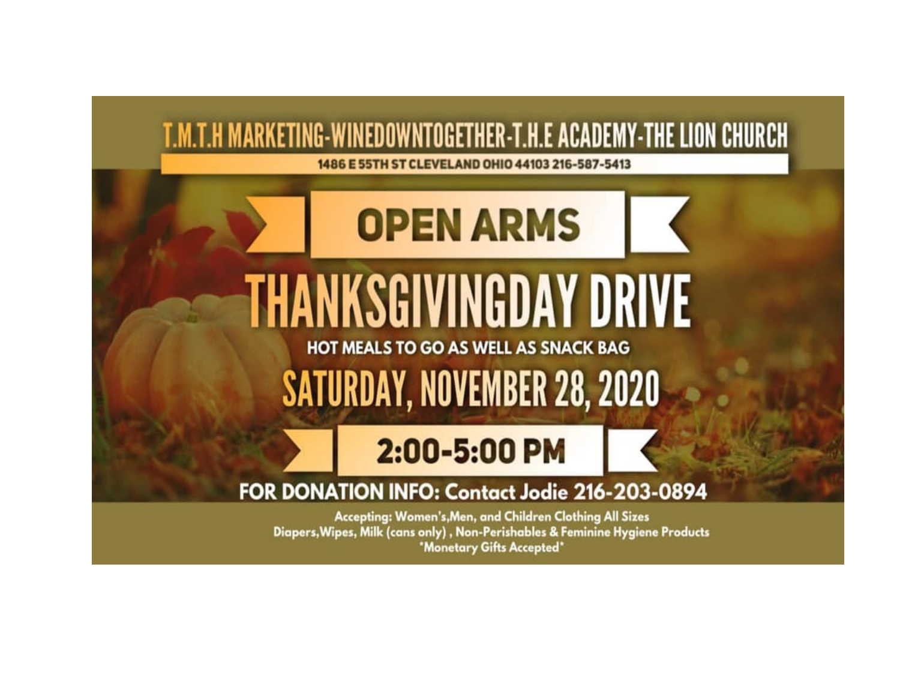# T.M.T.H MARKETING-WINEDOWNTOGETHER-T.H.E ACADEMY-THE LION CHURCH

1486 E 55TH ST CLEVELAND OHIO 44103 216-587-5413

# OPEN ARMS

# THANKSGIVINGDAY DRIVE

HOT MEALS TO GO AS WELL AS SNACK BAG

## SATURDAY, NOVEMBER 28, 2020

## 2:00-5:00 PM

**FOR DONATION INFO: Contact Jodie 216-203-0894**

Accepting: Women's,Men, and Children Clothing All Sizes
Diapers,Wipes, Milk (cans only) , Non-Perishables & Feminine Hygiene Products
*Monetary Gifts Accepted*